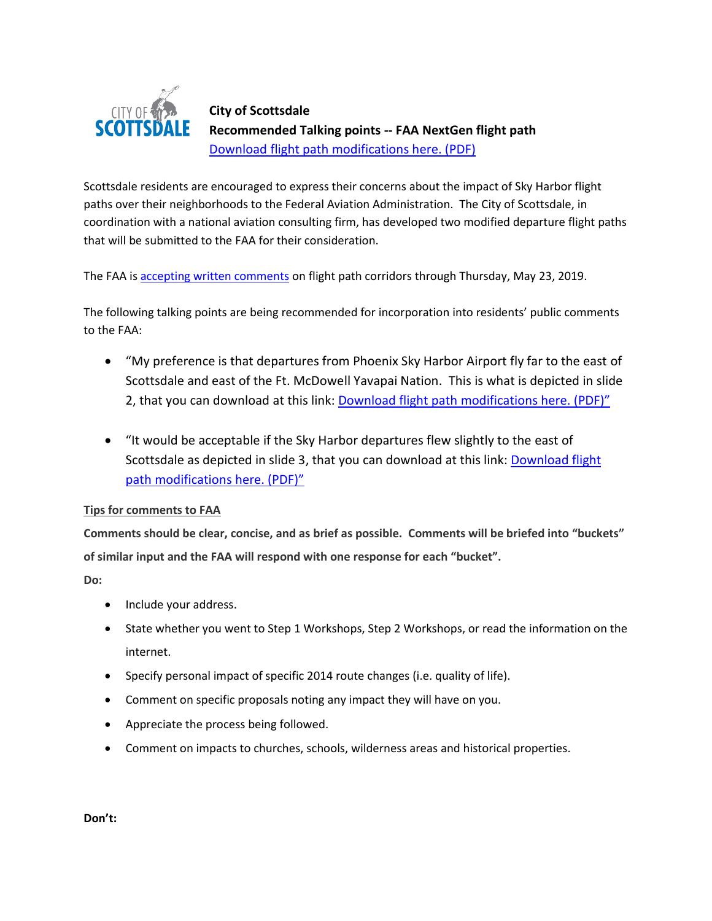**City of Scottsdale**
**Recommended Talking points -- FAA NextGen flight path**
Download flight path modifications here. (PDF)

Scottsdale residents are encouraged to express their concerns about the impact of Sky Harbor flight paths over their neighborhoods to the Federal Aviation Administration. The City of Scottsdale, in coordination with a national aviation consulting firm, has developed two modified departure flight paths that will be submitted to the FAA for their consideration.

The FAA is accepting written comments on flight path corridors through Thursday, May 23, 2019.

The following talking points are being recommended for incorporation into residents' public comments to the FAA:

- "My preference is that departures from Phoenix Sky Harbor Airport fly far to the east of Scottsdale and east of the Ft. McDowell Yavapai Nation. This is what is depicted in slide 2, that you can download at this link: Download flight path modifications here. (PDF)"
- "It would be acceptable if the Sky Harbor departures flew slightly to the east of Scottsdale as depicted in slide 3, that you can download at this link: Download flight path modifications here. (PDF)"

**Tips for comments to FAA**

**Comments should be clear, concise, and as brief as possible. Comments will be briefed into "buckets" of similar input and the FAA will respond with one response for each "bucket".**

**Do:**

- Include your address.
- State whether you went to Step 1 Workshops, Step 2 Workshops, or read the information on the internet.
- Specify personal impact of specific 2014 route changes (i.e. quality of life).
- Comment on specific proposals noting any impact they will have on you.
- Appreciate the process being followed.
- Comment on impacts to churches, schools, wilderness areas and historical properties.

**Don't:**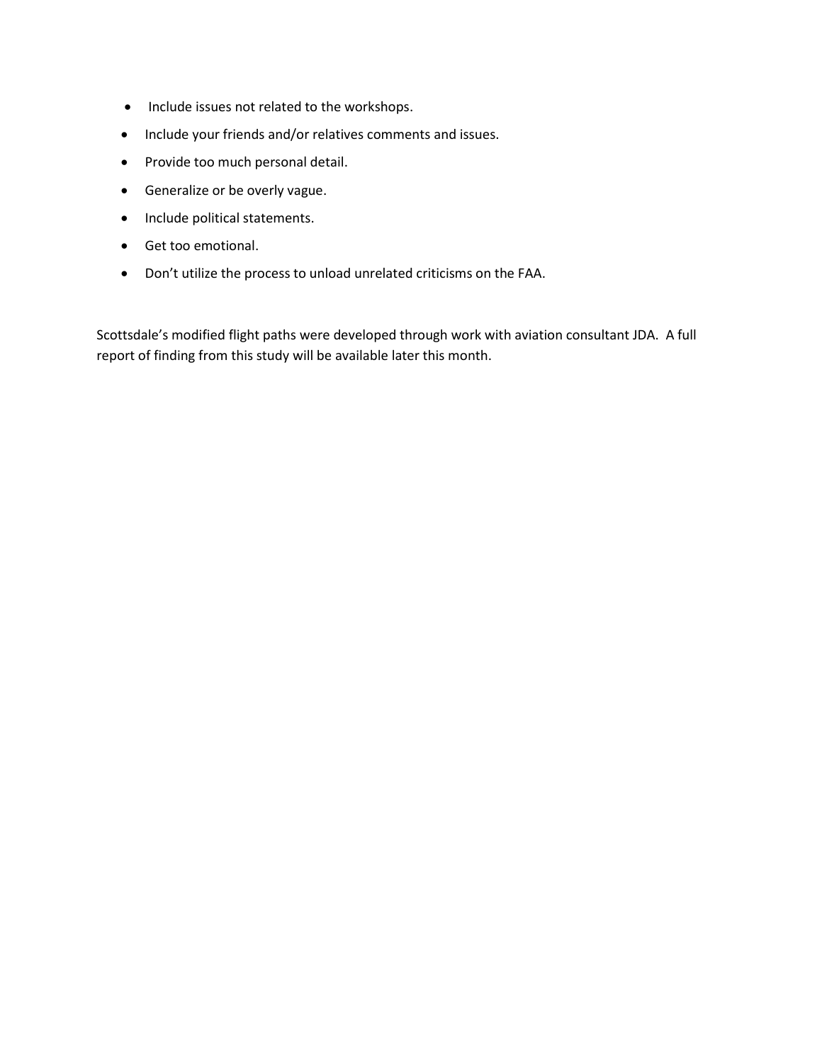- Include issues not related to the workshops.
- Include your friends and/or relatives comments and issues.
- Provide too much personal detail.
- Generalize or be overly vague.
- Include political statements.
- Get too emotional.
- Don't utilize the process to unload unrelated criticisms on the FAA.

Scottsdale's modified flight paths were developed through work with aviation consultant JDA. A full report of finding from this study will be available later this month.